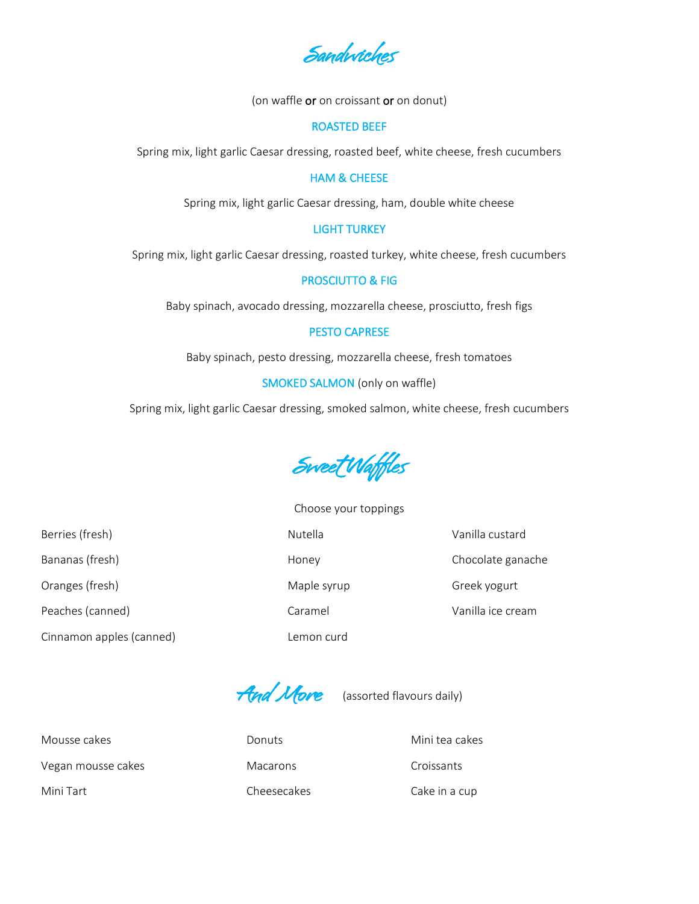# Sandwiches

(on waffle **or** on croissant **or** on donut)

### ROASTED BEEF

Spring mix, light garlic Caesar dressing, roasted beef, white cheese, fresh cucumbers

### HAM & CHEESE

Spring mix, light garlic Caesar dressing, ham, double white cheese

### LIGHT TURKEY

Spring mix, light garlic Caesar dressing, roasted turkey, white cheese, fresh cucumbers

### PROSCIUTTO & FIG

Baby spinach, avocado dressing, mozzarella cheese, prosciutto, fresh figs

### PESTO CAPRESE

Baby spinach, pesto dressing, mozzarella cheese, fresh tomatoes

### SMOKED SALMON (only on waffle)

Spring mix, light garlic Caesar dressing, smoked salmon, white cheese, fresh cucumbers

# Sweet Waffles

Choose your toppings

- Berries (fresh)
- Bananas (fresh)
- Oranges (fresh)
- Peaches (canned)
- Cinnamon apples (canned)
- Nutella
- Honey
- Maple syrup
- Caramel
- Lemon curd
- Vanilla custard
- Chocolate ganache
- Greek yogurt
- Vanilla ice cream

# And More (assorted flavours daily)

- Mousse cakes
- Vegan mousse cakes
- Mini Tart
- Donuts
- Macarons
- Cheesecakes
- Mini tea cakes
- Croissants
- Cake in a cup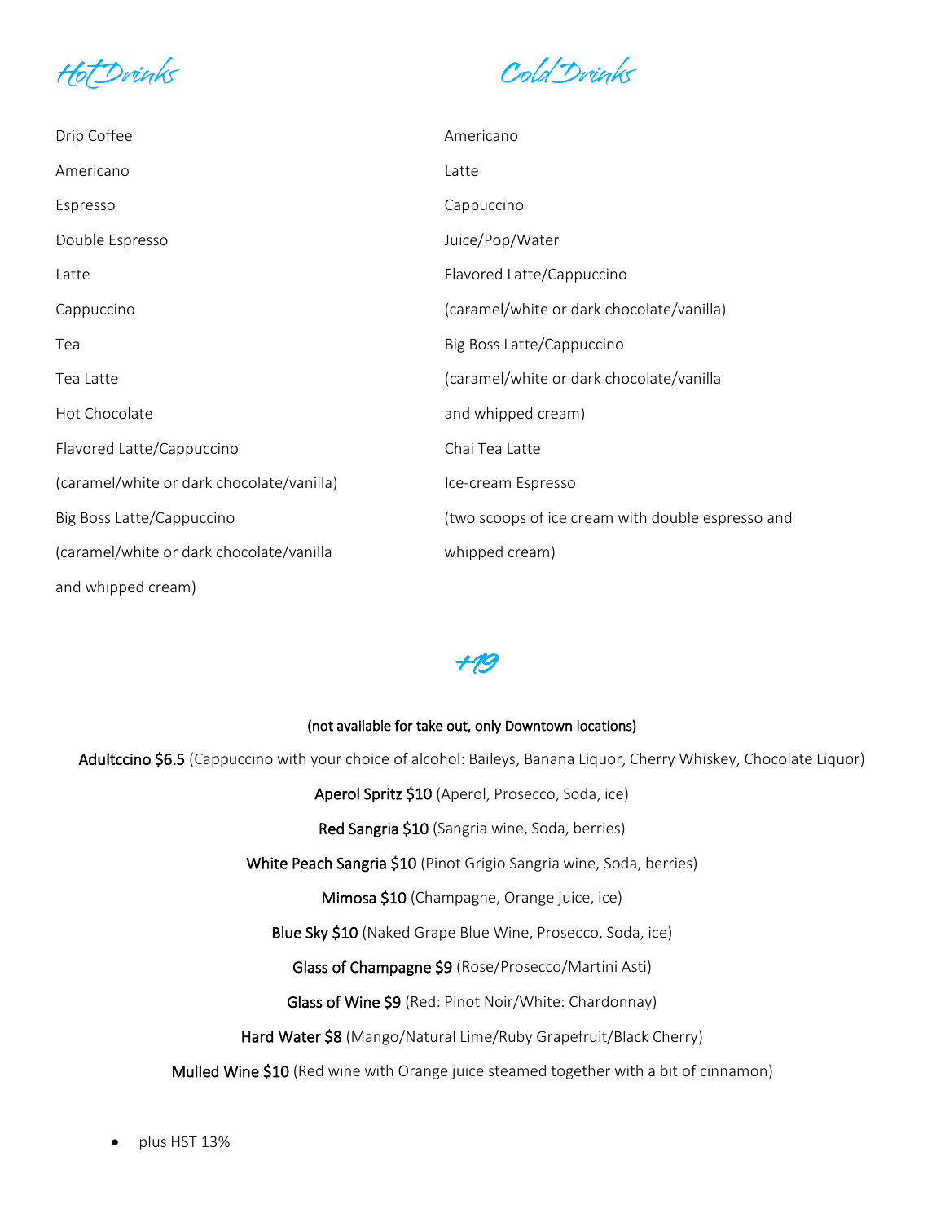## Hot Drinks

Drip Coffee

Americano

Espresso

Double Espresso

Latte

Cappuccino

Tea

Tea Latte

Hot Chocolate

Flavored Latte/Cappuccino

(caramel/white or dark chocolate/vanilla)

Big Boss Latte/Cappuccino

(caramel/white or dark chocolate/vanilla and whipped cream)

## Cold Drinks

Americano

Latte

Cappuccino

Juice/Pop/Water

Flavored Latte/Cappuccino

(caramel/white or dark chocolate/vanilla)

Big Boss Latte/Cappuccino

(caramel/white or dark chocolate/vanilla and whipped cream)

Chai Tea Latte

Ice-cream Espresso

(two scoops of ice cream with double espresso and whipped cream)

## +19

(not available for take out, only Downtown locations)

Adultccino $6.5 (Cappuccino with your choice of alcohol: Baileys, Banana Liquor, Cherry Whiskey, Chocolate Liquor)

Aperol Spritz $10 (Aperol, Prosecco, Soda, ice)

Red Sangria $10 (Sangria wine, Soda, berries)

White Peach Sangria $10 (Pinot Grigio Sangria wine, Soda, berries)

Mimosa $10 (Champagne, Orange juice, ice)

Blue Sky $10 (Naked Grape Blue Wine, Prosecco, Soda, ice)

Glass of Champagne $9 (Rose/Prosecco/Martini Asti)

Glass of Wine $9 (Red: Pinot Noir/White: Chardonnay)

Hard Water $8 (Mango/Natural Lime/Ruby Grapefruit/Black Cherry)

Mulled Wine $10 (Red wine with Orange juice steamed together with a bit of cinnamon)

- plus HST 13%